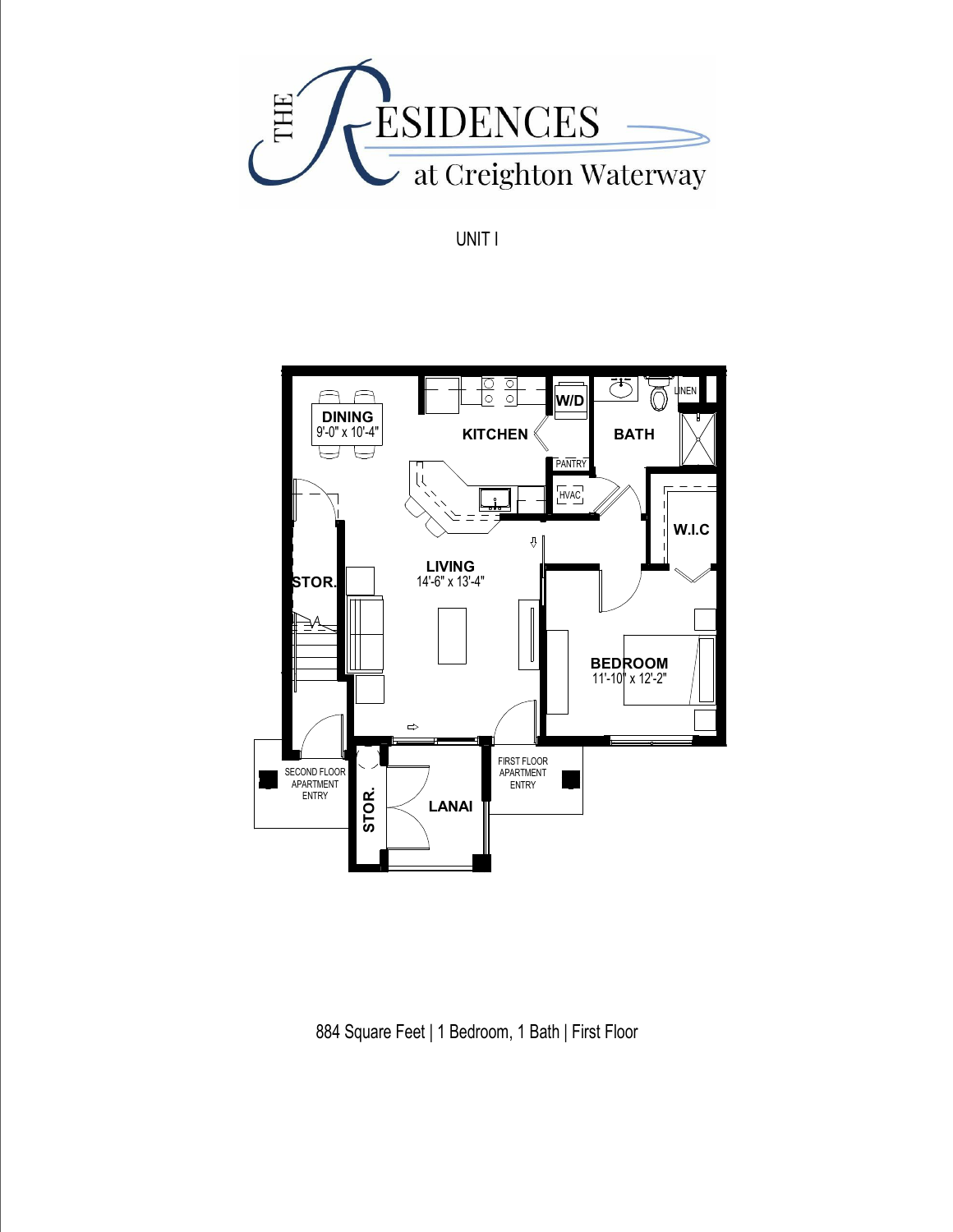# THE RESIDENCES at Creighton Waterway

UNIT I

DINING
9'-0" x 10'-4"

KITCHEN

W/D

BATH

LINEN

PANTRY

HVAC

W.I.C

STOR.

LIVING
14'-6" x 13'-4"

BEDROOM
11'-10" x 12'-2"

SECOND FLOOR APARTMENT ENTRY

STOR.

LANAI

FIRST FLOOR APARTMENT ENTRY

884 Square Feet | 1 Bedroom, 1 Bath | First Floor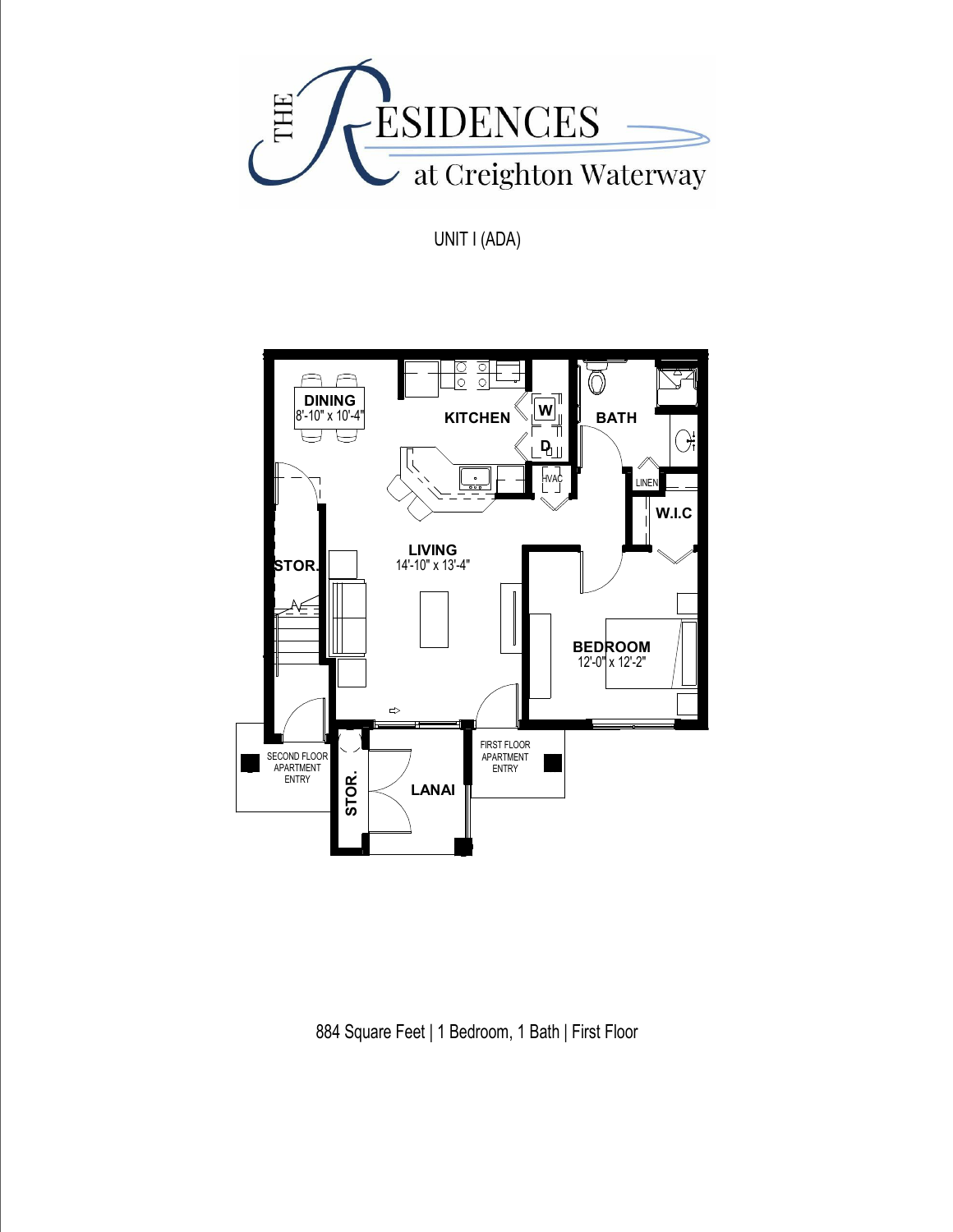# THE RESIDENCES at Creighton Waterway

UNIT I (ADA)

DINING
8'-10" x 10'-4"

KITCHEN

W

D

HVAC

BATH

LINEN

W.I.C

LIVING
14'-10" x 13'-4"

STOR.

BEDROOM
12'-0" x 12'-2"

SECOND FLOOR APARTMENT ENTRY

STOR.

LANAI

FIRST FLOOR APARTMENT ENTRY

884 Square Feet | 1 Bedroom, 1 Bath | First Floor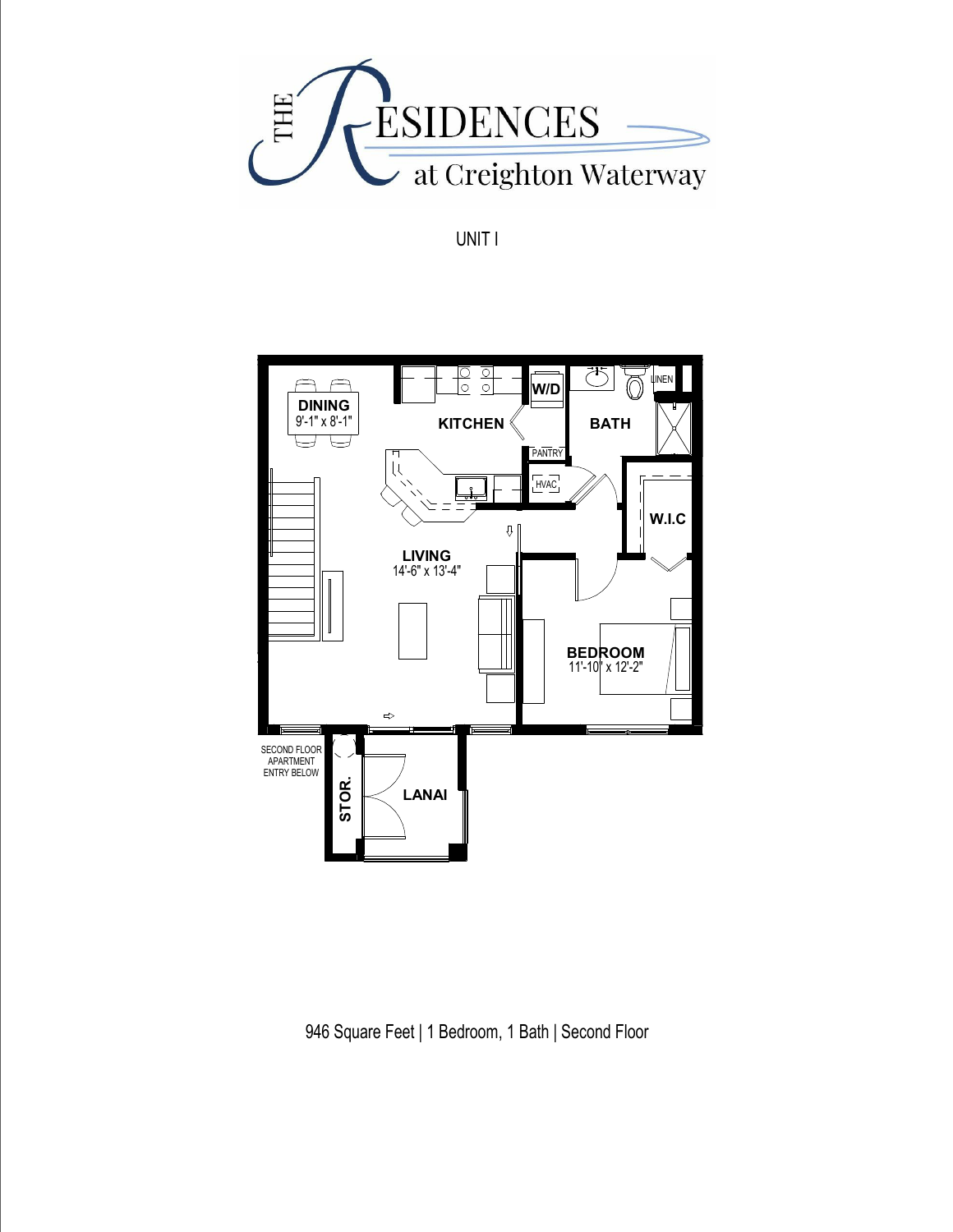# THE RESIDENCES at Creighton Waterway

UNIT I

DINING
9'-1" x 8'-1"

KITCHEN

W/D

BATH

LINEN

PANTRY

HVAC

W.I.C

LIVING
14'-6" x 13'-4"

BEDROOM
11'-10" x 12'-2"

SECOND FLOOR APARTMENT ENTRY BELOW

STOR.

LANAI

946 Square Feet | 1 Bedroom, 1 Bath | Second Floor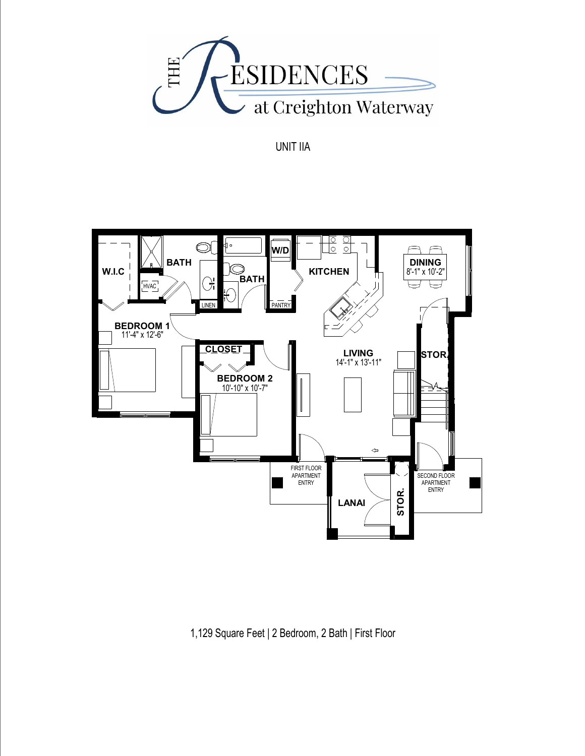THE RESIDENCES at Creighton Waterway

UNIT IIA

W.I.C

HVAC

BATH

LINEN

BATH

W/D

PANTRY

KITCHEN

DINING
8'-1" x 10'-2"

BEDROOM 1
11'-4" x 12'-6"

CLOSET

BEDROOM 2
10'-10" x 10'-7"

LIVING
14'-1" x 13'-11"

STOR.

FIRST FLOOR APARTMENT ENTRY

LANAI

STOR.

SECOND FLOOR APARTMENT ENTRY

1,129 Square Feet | 2 Bedroom, 2 Bath | First Floor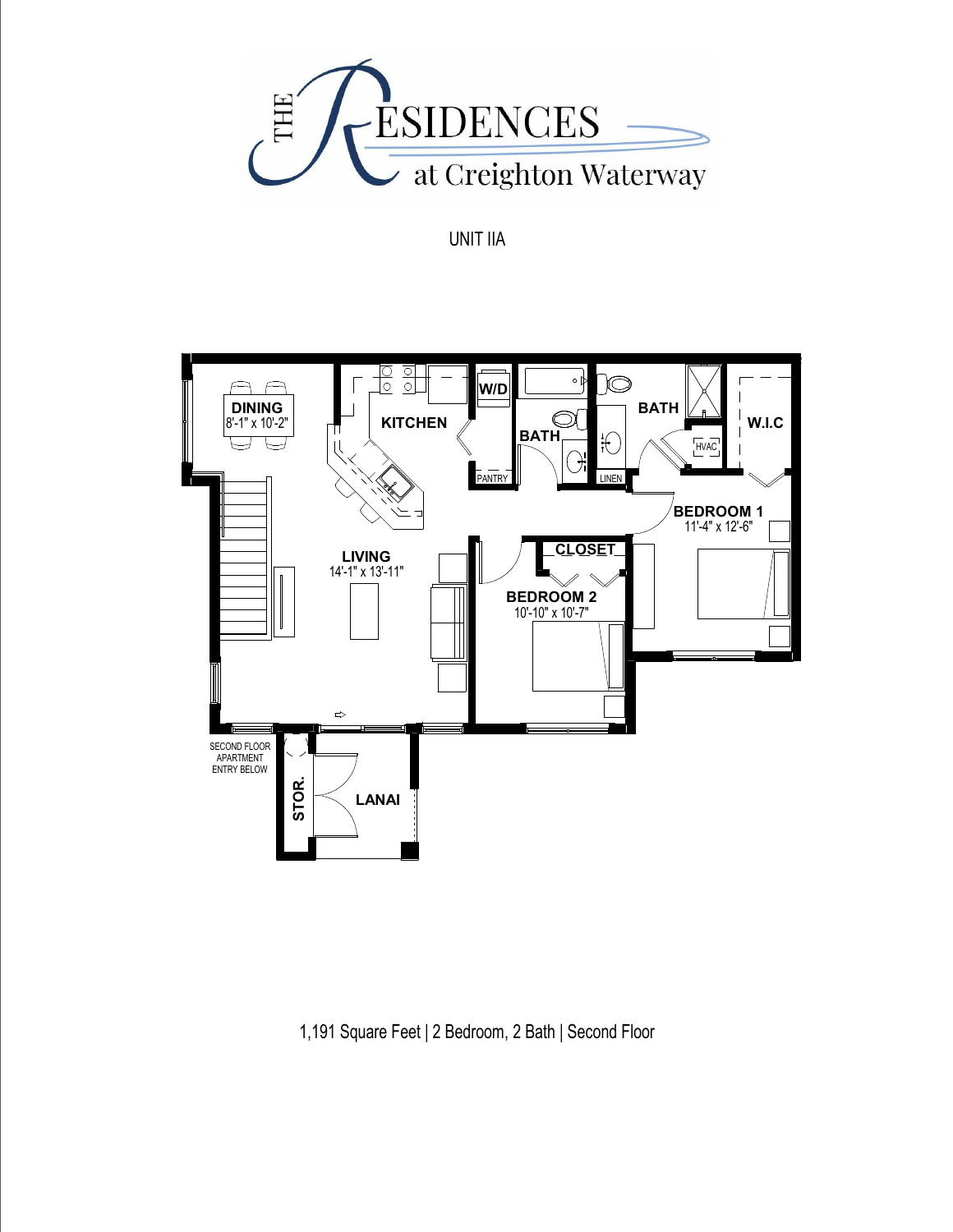# THE RESIDENCES at Creighton Waterway

UNIT IIA

DINING
8'-1" x 10'-2"

KITCHEN

W/D

PANTRY

BATH

LINEN

BATH

HVAC

W.I.C

BEDROOM 1
11'-4" x 12'-6"

LIVING
14'-1" x 13'-11"

CLOSET

BEDROOM 2
10'-10" x 10'-7"

SECOND FLOOR APARTMENT ENTRY BELOW

STOR.

LANAI

1,191 Square Feet | 2 Bedroom, 2 Bath | Second Floor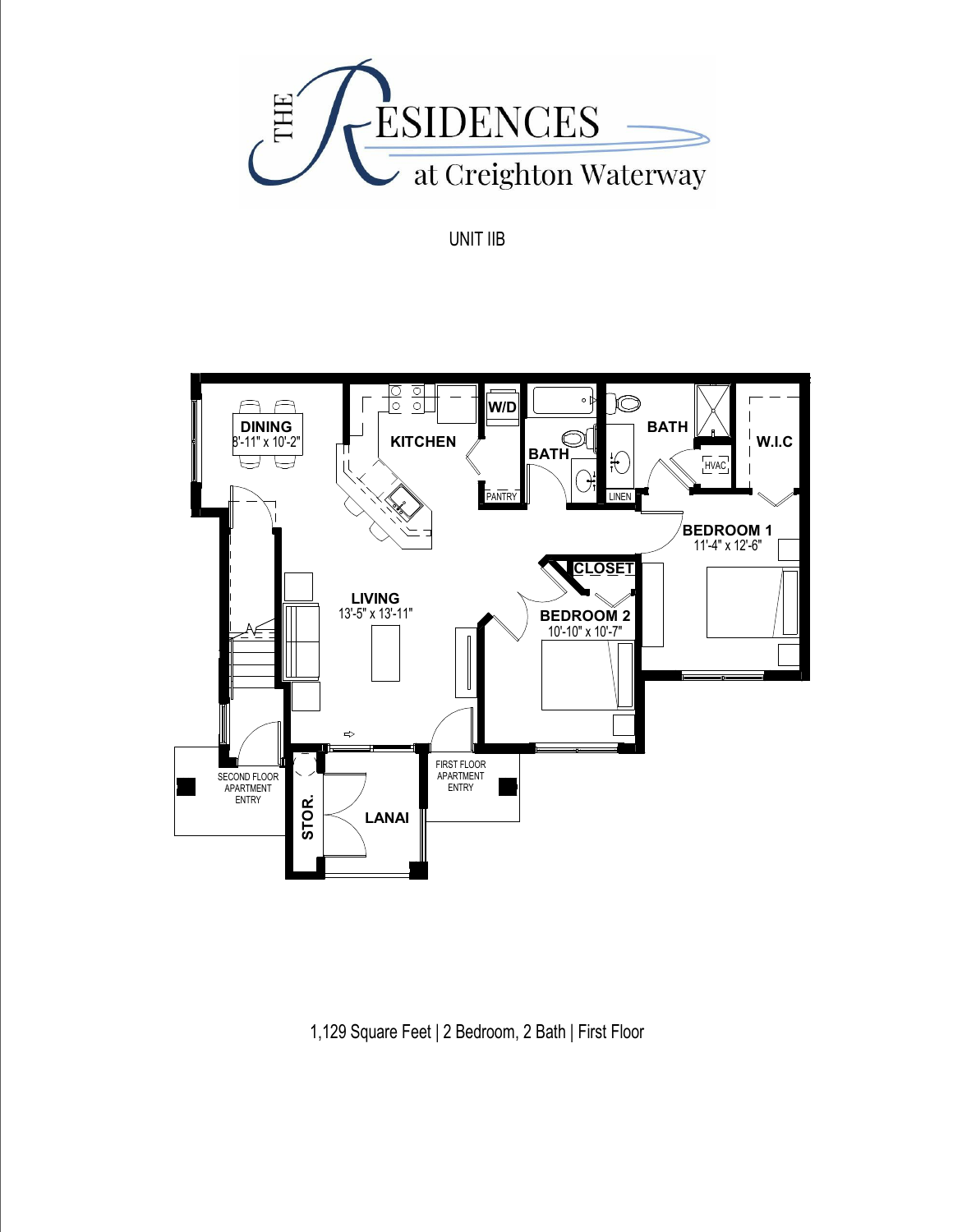# THE RESIDENCES at Creighton Waterway

UNIT IIB

DINING
8'-11" x 10'-2"

KITCHEN

W/D

PANTRY

BATH

LINEN

BATH

HVAC

W.I.C

LIVING
13'-5" x 13'-11"

CLOSET

BEDROOM 1
11'-4" x 12'-6"

BEDROOM 2
10'-10" x 10'-7"

SECOND FLOOR APARTMENT ENTRY

STOR.

LANAI

FIRST FLOOR APARTMENT ENTRY

1,129 Square Feet | 2 Bedroom, 2 Bath | First Floor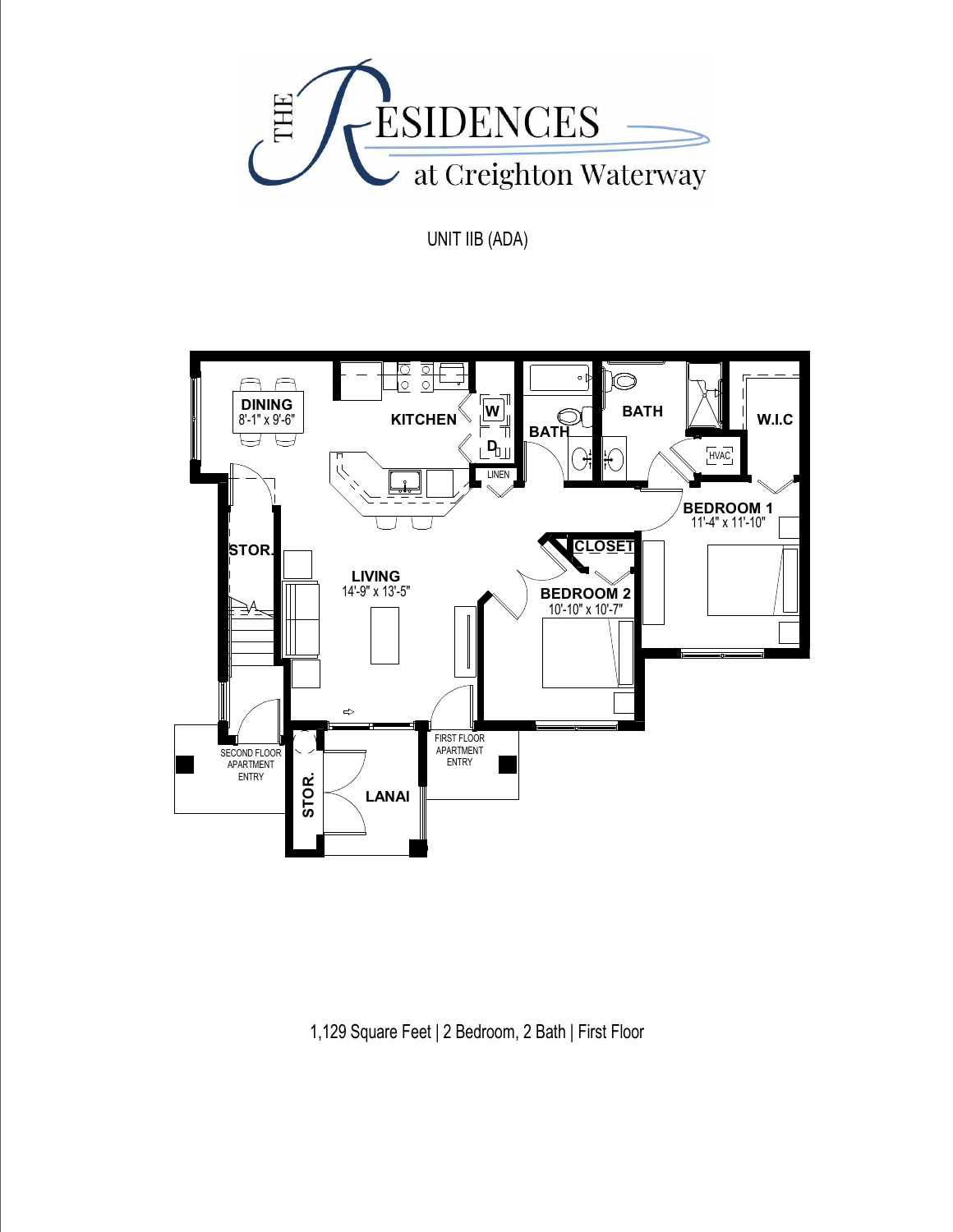# THE RESIDENCES at Creighton Waterway

UNIT IIB (ADA)

DINING
8'-1" x 9'-6"

KITCHEN

W

D

LINEN

BATH

BATH

W.I.C

HVAC

BEDROOM 1
11'-4" x 11'-10"

STOR.

LIVING
14'-9" x 13'-5"

CLOSET

BEDROOM 2
10'-10" x 10'-7"

SECOND FLOOR APARTMENT ENTRY

STOR.

LANAI

FIRST FLOOR APARTMENT ENTRY

1,129 Square Feet | 2 Bedroom, 2 Bath | First Floor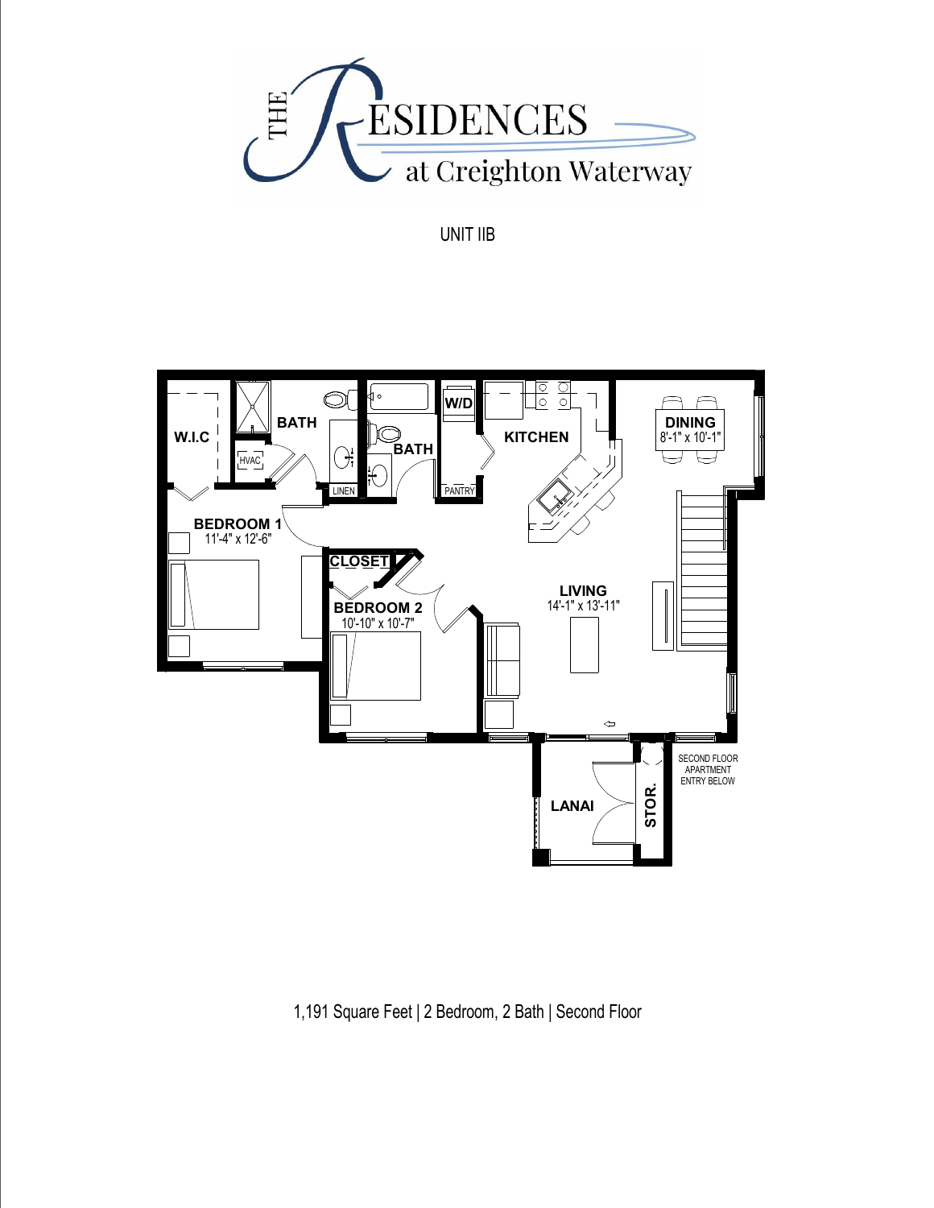THE RESIDENCES at Creighton Waterway

UNIT IIB

W.I.C

BATH

HVAC

LINEN

BATH

W/D

PANTRY

KITCHEN

DINING
8'-1" x 10'-1"

BEDROOM 1
11'-4" x 12'-6"

CLOSET

BEDROOM 2
10'-10" x 10'-7"

LIVING
14'-1" x 13'-11"

LANAI

STOR.

SECOND FLOOR APARTMENT ENTRY BELOW

1,191 Square Feet | 2 Bedroom, 2 Bath | Second Floor